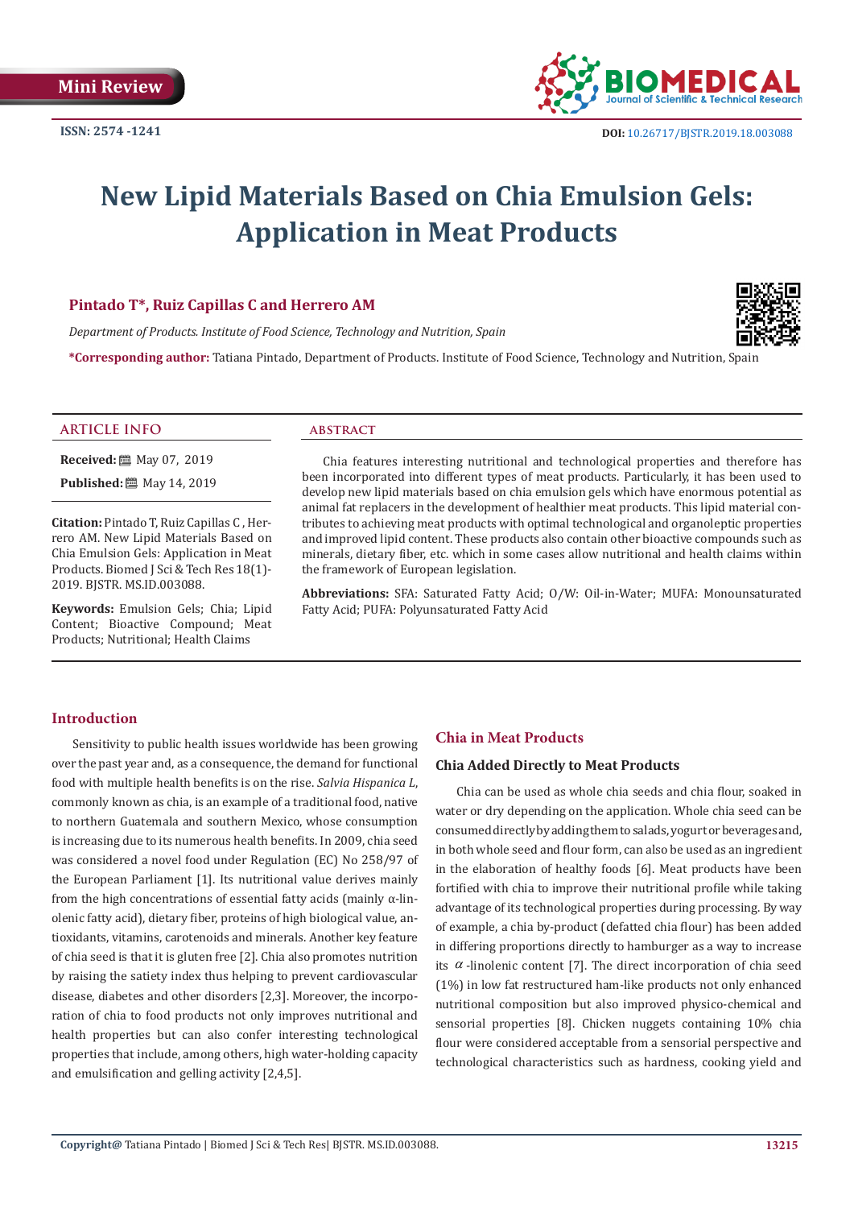Mini Review

ISSN: 2574 -1241

DOI: 10.26717/BJSTR.2019.18.003088

# New Lipid Materials Based on Chia Emulsion Gels: Application in Meat Products

**Pintado T*, Ruiz Capillas C and Herrero AM**

*Department of Products. Institute of Food Science, Technology and Nutrition, Spain*

***Corresponding author:** Tatiana Pintado, Department of Products. Institute of Food Science, Technology and Nutrition, Spain

## ARTICLE INFO

**Received:** May 07, 2019

**Published:** May 14, 2019

**Citation:** Pintado T, Ruiz Capillas C , Herrero AM. New Lipid Materials Based on Chia Emulsion Gels: Application in Meat Products. Biomed J Sci & Tech Res 18(1)-2019. BJSTR. MS.ID.003088.

**Keywords:** Emulsion Gels; Chia; Lipid Content; Bioactive Compound; Meat Products; Nutritional; Health Claims

## ABSTRACT

Chia features interesting nutritional and technological properties and therefore has been incorporated into different types of meat products. Particularly, it has been used to develop new lipid materials based on chia emulsion gels which have enormous potential as animal fat replacers in the development of healthier meat products. This lipid material contributes to achieving meat products with optimal technological and organoleptic properties and improved lipid content. These products also contain other bioactive compounds such as minerals, dietary fiber, etc. which in some cases allow nutritional and health claims within the framework of European legislation.

**Abbreviations:** SFA: Saturated Fatty Acid; O/W: Oil-in-Water; MUFA: Monounsaturated Fatty Acid; PUFA: Polyunsaturated Fatty Acid

## Introduction

Sensitivity to public health issues worldwide has been growing over the past year and, as a consequence, the demand for functional food with multiple health benefits is on the rise. *Salvia Hispanica L*, commonly known as chia, is an example of a traditional food, native to northern Guatemala and southern Mexico, whose consumption is increasing due to its numerous health benefits. In 2009, chia seed was considered a novel food under Regulation (EC) No 258/97 of the European Parliament [1]. Its nutritional value derives mainly from the high concentrations of essential fatty acids (mainly α-linolenic fatty acid), dietary fiber, proteins of high biological value, antioxidants, vitamins, carotenoids and minerals. Another key feature of chia seed is that it is gluten free [2]. Chia also promotes nutrition by raising the satiety index thus helping to prevent cardiovascular disease, diabetes and other disorders [2,3]. Moreover, the incorporation of chia to food products not only improves nutritional and health properties but can also confer interesting technological properties that include, among others, high water-holding capacity and emulsification and gelling activity [2,4,5].

## Chia in Meat Products

### Chia Added Directly to Meat Products

Chia can be used as whole chia seeds and chia flour, soaked in water or dry depending on the application. Whole chia seed can be consumed directly by adding them to salads, yogurt or beverages and, in both whole seed and flour form, can also be used as an ingredient in the elaboration of healthy foods [6]. Meat products have been fortified with chia to improve their nutritional profile while taking advantage of its technological properties during processing. By way of example, a chia by-product (defatted chia flour) has been added in differing proportions directly to hamburger as a way to increase its $\alpha$-linolenic content [7]. The direct incorporation of chia seed (1%) in low fat restructured ham-like products not only enhanced nutritional composition but also improved physico-chemical and sensorial properties [8]. Chicken nuggets containing 10% chia flour were considered acceptable from a sensorial perspective and technological characteristics such as hardness, cooking yield and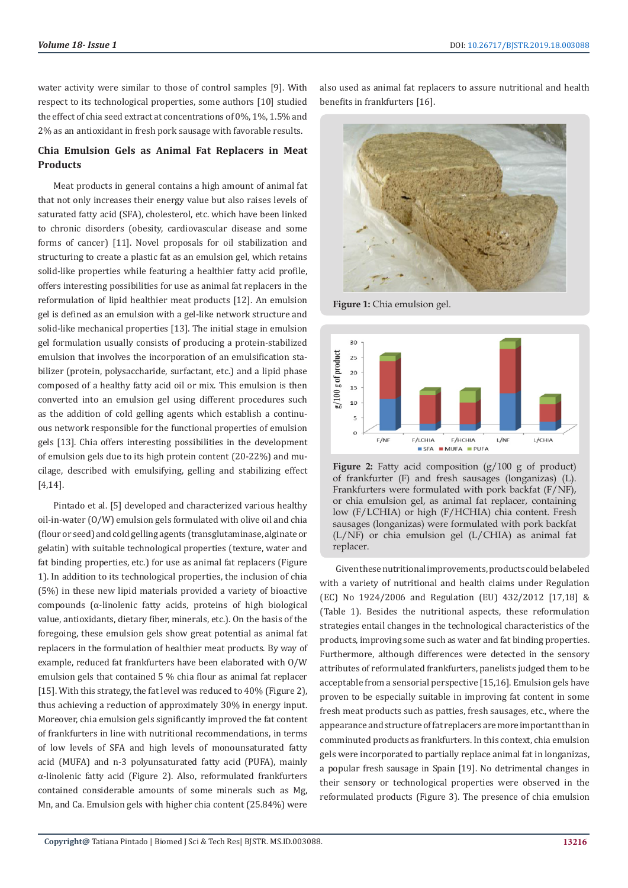water activity were similar to those of control samples [9]. With respect to its technological properties, some authors [10] studied the effect of chia seed extract at concentrations of 0%, 1%, 1.5% and 2% as an antioxidant in fresh pork sausage with favorable results.

## Chia Emulsion Gels as Animal Fat Replacers in Meat Products

Meat products in general contains a high amount of animal fat that not only increases their energy value but also raises levels of saturated fatty acid (SFA), cholesterol, etc. which have been linked to chronic disorders (obesity, cardiovascular disease and some forms of cancer) [11]. Novel proposals for oil stabilization and structuring to create a plastic fat as an emulsion gel, which retains solid-like properties while featuring a healthier fatty acid profile, offers interesting possibilities for use as animal fat replacers in the reformulation of lipid healthier meat products [12]. An emulsion gel is defined as an emulsion with a gel-like network structure and solid-like mechanical properties [13]. The initial stage in emulsion gel formulation usually consists of producing a protein-stabilized emulsion that involves the incorporation of an emulsification stabilizer (protein, polysaccharide, surfactant, etc.) and a lipid phase composed of a healthy fatty acid oil or mix. This emulsion is then converted into an emulsion gel using different procedures such as the addition of cold gelling agents which establish a continuous network responsible for the functional properties of emulsion gels [13]. Chia offers interesting possibilities in the development of emulsion gels due to its high protein content (20-22%) and mucilage, described with emulsifying, gelling and stabilizing effect [4,14].

Pintado et al. [5] developed and characterized various healthy oil-in-water (O/W) emulsion gels formulated with olive oil and chia (flour or seed) and cold gelling agents (transglutaminase, alginate or gelatin) with suitable technological properties (texture, water and fat binding properties, etc.) for use as animal fat replacers (Figure 1). In addition to its technological properties, the inclusion of chia (5%) in these new lipid materials provided a variety of bioactive compounds (α-linolenic fatty acids, proteins of high biological value, antioxidants, dietary fiber, minerals, etc.). On the basis of the foregoing, these emulsion gels show great potential as animal fat replacers in the formulation of healthier meat products. By way of example, reduced fat frankfurters have been elaborated with O/W emulsion gels that contained 5 % chia flour as animal fat replacer [15]. With this strategy, the fat level was reduced to 40% (Figure 2), thus achieving a reduction of approximately 30% in energy input. Moreover, chia emulsion gels significantly improved the fat content of frankfurters in line with nutritional recommendations, in terms of low levels of SFA and high levels of monounsaturated fatty acid (MUFA) and n-3 polyunsaturated fatty acid (PUFA), mainly α-linolenic fatty acid (Figure 2). Also, reformulated frankfurters contained considerable amounts of some minerals such as Mg, Mn, and Ca. Emulsion gels with higher chia content (25.84%) were also used as animal fat replacers to assure nutritional and health benefits in frankfurters [16].

**Figure 1:** Chia emulsion gel.

**Figure 2:** Fatty acid composition (g/100 g of product) of frankfurter (F) and fresh sausages (longanizas) (L). Frankfurters were formulated with pork backfat (F/NF), or chia emulsion gel, as animal fat replacer, containing low (F/LCHIA) or high (F/HCHIA) chia content. Fresh sausages (longanizas) were formulated with pork backfat (L/NF) or chia emulsion gel (L/CHIA) as animal fat replacer.

Given these nutritional improvements, products could be labeled with a variety of nutritional and health claims under Regulation (EC) No 1924/2006 and Regulation (EU) 432/2012 [17,18] & (Table 1). Besides the nutritional aspects, these reformulation strategies entail changes in the technological characteristics of the products, improving some such as water and fat binding properties. Furthermore, although differences were detected in the sensory attributes of reformulated frankfurters, panelists judged them to be acceptable from a sensorial perspective [15,16]. Emulsion gels have proven to be especially suitable in improving fat content in some fresh meat products such as patties, fresh sausages, etc., where the appearance and structure of fat replacers are more important than in comminuted products as frankfurters. In this context, chia emulsion gels were incorporated to partially replace animal fat in longanizas, a popular fresh sausage in Spain [19]. No detrimental changes in their sensory or technological properties were observed in the reformulated products (Figure 3). The presence of chia emulsion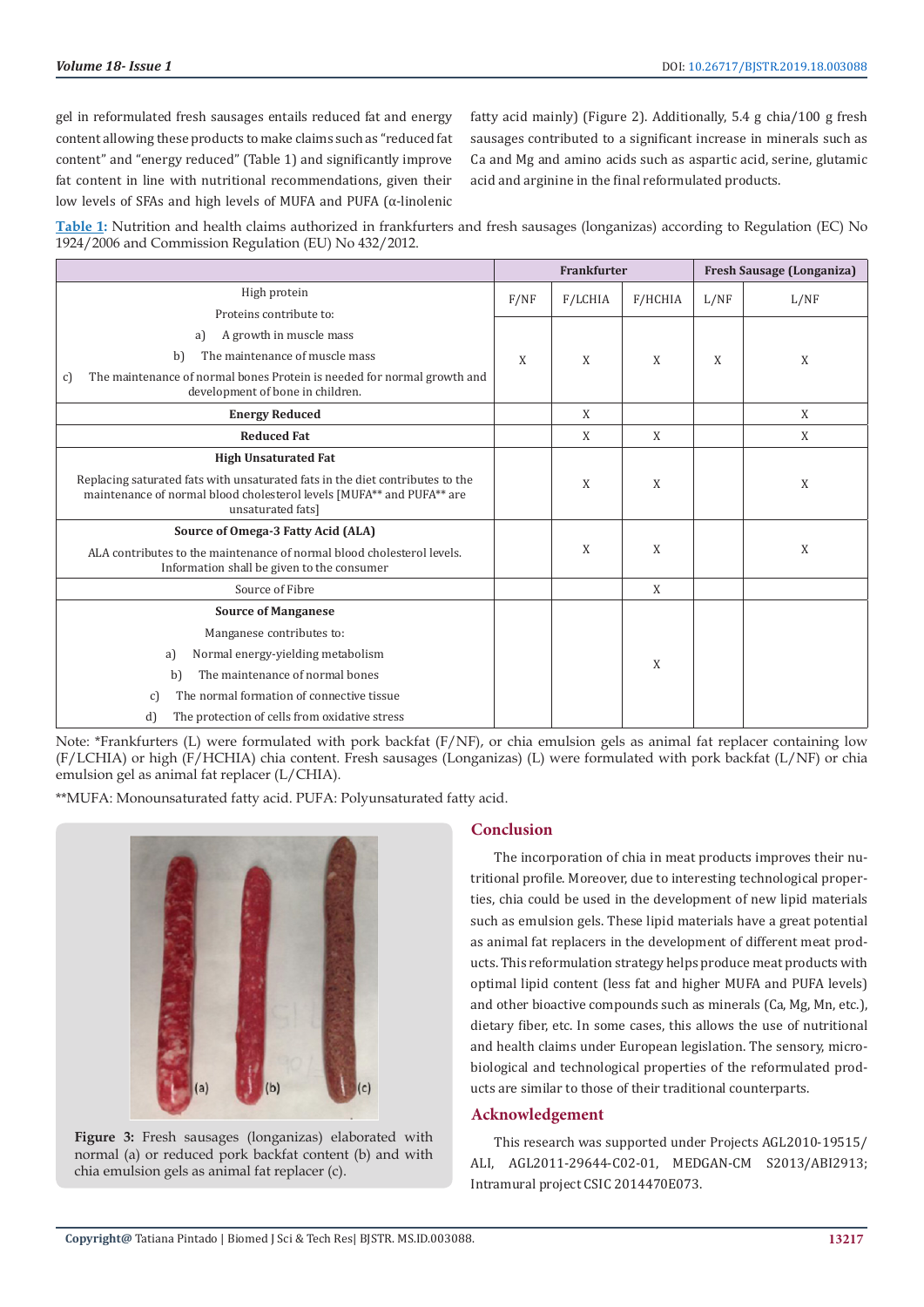gel in reformulated fresh sausages entails reduced fat and energy content allowing these products to make claims such as "reduced fat content" and "energy reduced" (Table 1) and significantly improve fat content in line with nutritional recommendations, given their low levels of SFAs and high levels of MUFA and PUFA (α-linolenic fatty acid mainly) (Figure 2). Additionally, 5.4 g chia/100 g fresh sausages contributed to a significant increase in minerals such as Ca and Mg and amino acids such as aspartic acid, serine, glutamic acid and arginine in the final reformulated products.

**Table 1:** Nutrition and health claims authorized in frankfurters and fresh sausages (longanizas) according to Regulation (EC) No 1924/2006 and Commission Regulation (EU) No 432/2012.

| | Frankfurter | | | Fresh Sausage (Longaniza) | |
|---|---|---|---|---|---|
| | F/NF | F/LCHIA | F/HCHIA | L/NF | L/NF |
| High protein<br>Proteins contribute to:<br>a) A growth in muscle mass<br>b) The maintenance of muscle mass<br>c) The maintenance of normal bones Protein is needed for normal growth and development of bone in children. | X | X | X | X | X |
| **Energy Reduced** | | X | | | X |
| **Reduced Fat** | | X | X | | X |
| **High Unsaturated Fat**<br>Replacing saturated fats with unsaturated fats in the diet contributes to the maintenance of normal blood cholesterol levels [MUFA** and PUFA** are unsaturated fats] | | X | X | | X |
| **Source of Omega-3 Fatty Acid (ALA)**<br>ALA contributes to the maintenance of normal blood cholesterol levels. Information shall be given to the consumer | | X | X | | X |
| Source of Fibre | | | X | | |
| **Source of Manganese**<br>Manganese contributes to:<br>a) Normal energy-yielding metabolism<br>b) The maintenance of normal bones<br>c) The normal formation of connective tissue<br>d) The protection of cells from oxidative stress | | | X | | |

Note: *Frankfurters (L) were formulated with pork backfat (F/NF), or chia emulsion gels as animal fat replacer containing low (F/LCHIA) or high (F/HCHIA) chia content. Fresh sausages (Longanizas) (L) were formulated with pork backfat (L/NF) or chia emulsion gel as animal fat replacer (L/CHIA).

**MUFA: Monounsaturated fatty acid. PUFA: Polyunsaturated fatty acid.

**Figure 3:** Fresh sausages (longanizas) elaborated with normal (a) or reduced pork backfat content (b) and with chia emulsion gels as animal fat replacer (c).

## Conclusion

The incorporation of chia in meat products improves their nutritional profile. Moreover, due to interesting technological properties, chia could be used in the development of new lipid materials such as emulsion gels. These lipid materials have a great potential as animal fat replacers in the development of different meat products. This reformulation strategy helps produce meat products with optimal lipid content (less fat and higher MUFA and PUFA levels) and other bioactive compounds such as minerals (Ca, Mg, Mn, etc.), dietary fiber, etc. In some cases, this allows the use of nutritional and health claims under European legislation. The sensory, microbiological and technological properties of the reformulated products are similar to those of their traditional counterparts.

## Acknowledgement

This research was supported under Projects AGL2010-19515/ALI, AGL2011-29644-C02-01, MEDGAN-CM S2013/ABI2913; Intramural project CSIC 2014470E073.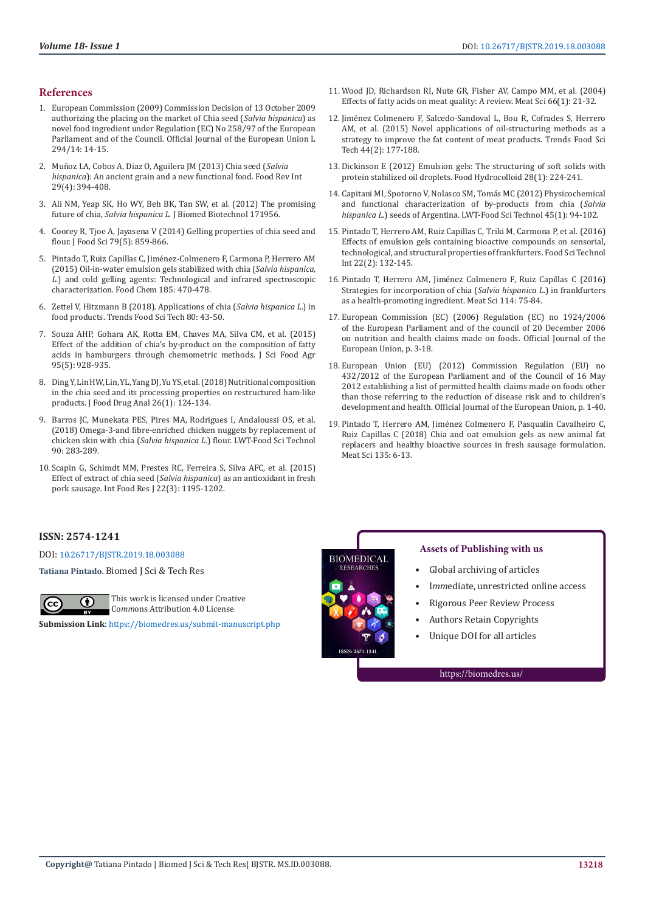## References

1. European Commission (2009) Commission Decision of 13 October 2009 authorizing the placing on the market of Chia seed (*Salvia hispanica*) as novel food ingredient under Regulation (EC) No 258/97 of the European Parliament and of the Council. Official Journal of the European Union L 294/14: 14-15.
2. Muñoz LA, Cobos A, Diaz O, Aguilera JM (2013) Chia seed (*Salvia hispanica*): An ancient grain and a new functional food. Food Rev Int 29(4): 394-408.
3. Ali NM, Yeap SK, Ho WY, Beh BK, Tan SW, et al. (2012) The promising future of chia, *Salvia hispanica L.* J Biomed Biotechnol 171956.
4. Coorey R, Tjoe A, Jayasena V (2014) Gelling properties of chia seed and flour. J Food Sci 79(5): 859-866.
5. Pintado T, Ruiz Capillas C, Jiménez-Colmenero F, Carmona P, Herrero AM (2015) Oil-in-water emulsion gels stabilized with chia (*Salvia hispanica, L.*) and cold gelling agents: Technological and infrared spectroscopic characterization. Food Chem 185: 470-478.
6. Zettel V, Hitzmann B (2018). Applications of chia (*Salvia hispanica L.*) in food products. Trends Food Sci Tech 80: 43-50.
7. Souza AHP, Gohara AK, Rotta EM, Chaves MA, Silva CM, et al. (2015) Effect of the addition of chia's by-product on the composition of fatty acids in hamburgers through chemometric methods. J Sci Food Agr 95(5): 928-935.
8. Ding Y, Lin HW, Lin, YL, Yang DJ, Yu YS, et al. (2018) Nutritional composition in the chia seed and its processing properties on restructured ham-like products. J Food Drug Anal 26(1): 124-134.
9. Barros JC, Munekata PES, Pires MA, Rodrigues I, Andaloussi OS, et al. (2018) Omega-3-and fibre-enriched chicken nuggets by replacement of chicken skin with chia (*Salvia hispanica L.*) flour. LWT-Food Sci Technol 90: 283-289.
10. Scapin G, Schimdt MM, Prestes RC, Ferreira S, Silva AFC, et al. (2015) Effect of extract of chia seed (*Salvia hispanica*) as an antioxidant in fresh pork sausage. Int Food Res J 22(3): 1195-1202.
11. Wood JD, Richardson RI, Nute GR, Fisher AV, Campo MM, et al. (2004) Effects of fatty acids on meat quality: A review. Meat Sci 66(1): 21-32.
12. Jiménez Colmenero F, Salcedo-Sandoval L, Bou R, Cofrades S, Herrero AM, et al. (2015) Novel applications of oil-structuring methods as a strategy to improve the fat content of meat products. Trends Food Sci Tech 44(2): 177-188.
13. Dickinson E (2012) Emulsion gels: The structuring of soft solids with protein stabilized oil droplets. Food Hydrocolloid 28(1): 224-241.
14. Capitani MI, Spotorno V, Nolasco SM, Tomás MC (2012) Physicochemical and functional characterization of by-products from chia (*Salvia hispanica L.*) seeds of Argentina. LWT-Food Sci Technol 45(1): 94-102.
15. Pintado T, Herrero AM, Ruiz Capillas C, Triki M, Carmona P, et al. (2016) Effects of emulsion gels containing bioactive compounds on sensorial, technological, and structural properties of frankfurters. Food Sci Technol Int 22(2): 132-145.
16. Pintado T, Herrero AM, Jiménez Colmenero F, Ruiz Capillas C (2016) Strategies for incorporation of chia (*Salvia hispanica L.*) in frankfurters as a health-promoting ingredient. Meat Sci 114: 75-84.
17. European Commission (EC) (2006) Regulation (EC) no 1924/2006 of the European Parliament and of the council of 20 December 2006 on nutrition and health claims made on foods. Official Journal of the European Union, p. 3-18.
18. European Union (EU) (2012) Commission Regulation (EU) no 432/2012 of the European Parliament and of the Council of 16 May 2012 establishing a list of permitted health claims made on foods other than those referring to the reduction of disease risk and to children's development and health. Official Journal of the European Union, p. 1-40.
19. Pintado T, Herrero AM, Jiménez Colmenero F, Pasqualin Cavalheiro C, Ruiz Capillas C (2018) Chia and oat emulsion gels as new animal fat replacers and healthy bioactive sources in fresh sausage formulation. Meat Sci 135: 6-13.

**ISSN: 2574-1241**

DOI: 10.26717/BJSTR.2019.18.003088

**Tatiana Pintado.** Biomed J Sci & Tech Res

This work is licensed under Creative Commons Attribution 4.0 License

**Submission Link**: https://biomedres.us/submit-manuscript.php

**Assets of Publishing with us**

- Global archiving of articles
- Immediate, unrestricted online access
- Rigorous Peer Review Process
- Authors Retain Copyrights
- Unique DOI for all articles

https://biomedres.us/